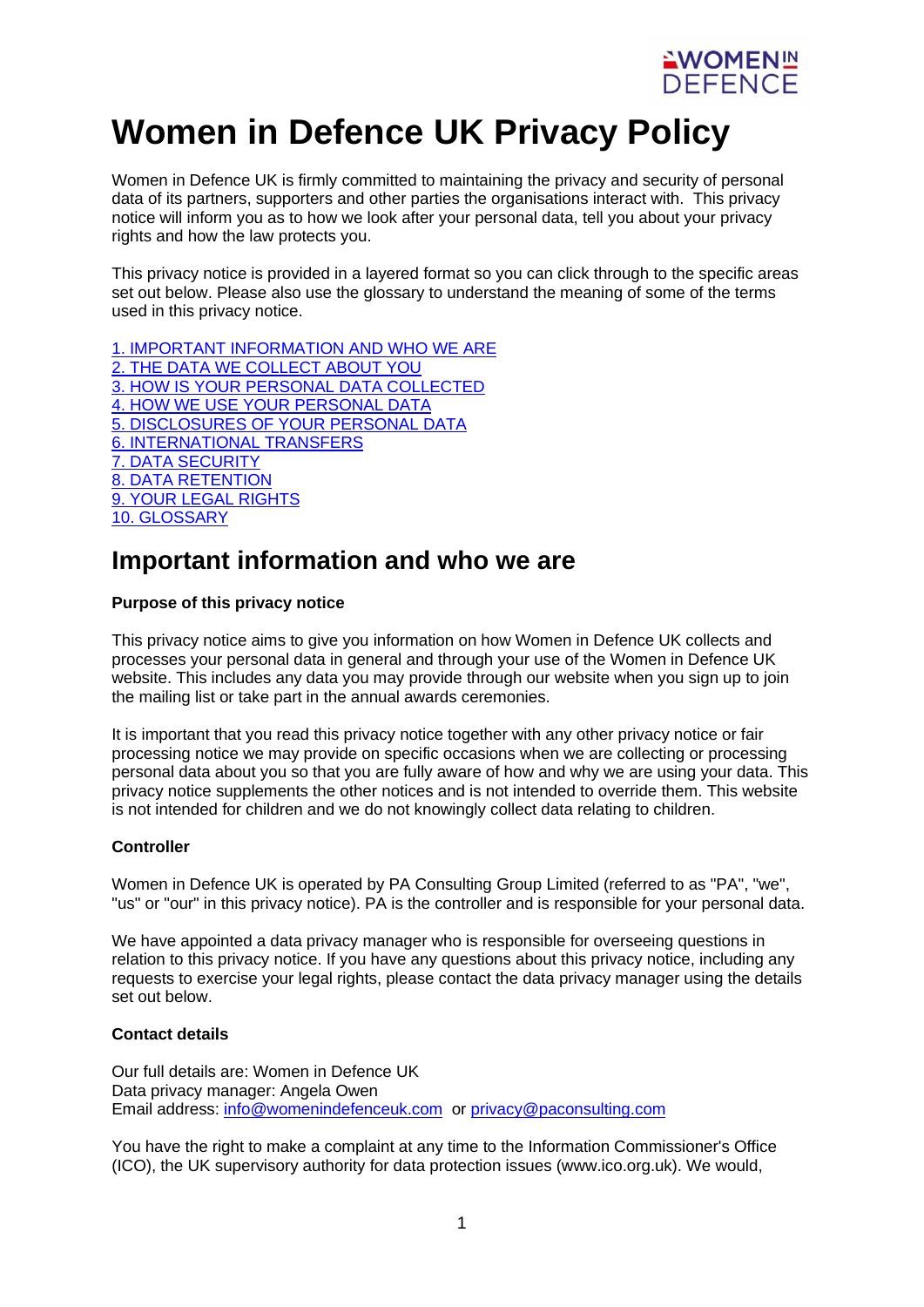# Women in Defence UK Privacy Policy

Women in Defence UK is firmly committed to maintaining the privacy and security of personal data of its partners, supporters and other parties the organisations interact with. This privacy notice will inform you as to how we look after your personal data, tell you about your privacy rights and how the law protects you.

This privacy notice is provided in a layered format so you can click through to the specific areas set out below. Please also use the glossary to understand the meaning of some of the terms used in this privacy notice.

1. IMPORTANT INFORMATION AND WHO WE ARE
2. THE DATA WE COLLECT ABOUT YOU
3. HOW IS YOUR PERSONAL DATA COLLECTED
4. HOW WE USE YOUR PERSONAL DATA
5. DISCLOSURES OF YOUR PERSONAL DATA
6. INTERNATIONAL TRANSFERS
7. DATA SECURITY
8. DATA RETENTION
9. YOUR LEGAL RIGHTS
10. GLOSSARY

## Important information and who we are

**Purpose of this privacy notice**

This privacy notice aims to give you information on how Women in Defence UK collects and processes your personal data in general and through your use of the Women in Defence UK website. This includes any data you may provide through our website when you sign up to join the mailing list or take part in the annual awards ceremonies.

It is important that you read this privacy notice together with any other privacy notice or fair processing notice we may provide on specific occasions when we are collecting or processing personal data about you so that you are fully aware of how and why we are using your data. This privacy notice supplements the other notices and is not intended to override them. This website is not intended for children and we do not knowingly collect data relating to children.

**Controller**

Women in Defence UK is operated by PA Consulting Group Limited (referred to as "PA", "we", "us" or "our" in this privacy notice). PA is the controller and is responsible for your personal data.

We have appointed a data privacy manager who is responsible for overseeing questions in relation to this privacy notice. If you have any questions about this privacy notice, including any requests to exercise your legal rights, please contact the data privacy manager using the details set out below.

**Contact details**

Our full details are: Women in Defence UK
Data privacy manager: Angela Owen
Email address: info@womenindefenceuk.com or privacy@paconsulting.com

You have the right to make a complaint at any time to the Information Commissioner's Office (ICO), the UK supervisory authority for data protection issues (www.ico.org.uk). We would,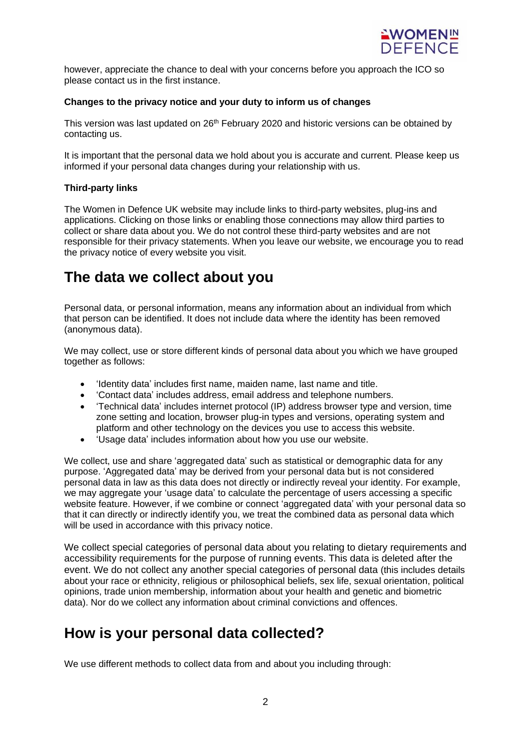however, appreciate the chance to deal with your concerns before you approach the ICO so please contact us in the first instance.

**Changes to the privacy notice and your duty to inform us of changes**

This version was last updated on 26th February 2020 and historic versions can be obtained by contacting us.

It is important that the personal data we hold about you is accurate and current. Please keep us informed if your personal data changes during your relationship with us.

**Third-party links**

The Women in Defence UK website may include links to third-party websites, plug-ins and applications. Clicking on those links or enabling those connections may allow third parties to collect or share data about you. We do not control these third-party websites and are not responsible for their privacy statements. When you leave our website, we encourage you to read the privacy notice of every website you visit.

# The data we collect about you

Personal data, or personal information, means any information about an individual from which that person can be identified. It does not include data where the identity has been removed (anonymous data).

We may collect, use or store different kinds of personal data about you which we have grouped together as follows:

- 'Identity data' includes first name, maiden name, last name and title.
- 'Contact data' includes address, email address and telephone numbers.
- 'Technical data' includes internet protocol (IP) address browser type and version, time zone setting and location, browser plug-in types and versions, operating system and platform and other technology on the devices you use to access this website.
- 'Usage data' includes information about how you use our website.

We collect, use and share 'aggregated data' such as statistical or demographic data for any purpose. 'Aggregated data' may be derived from your personal data but is not considered personal data in law as this data does not directly or indirectly reveal your identity. For example, we may aggregate your 'usage data' to calculate the percentage of users accessing a specific website feature. However, if we combine or connect 'aggregated data' with your personal data so that it can directly or indirectly identify you, we treat the combined data as personal data which will be used in accordance with this privacy notice.

We collect special categories of personal data about you relating to dietary requirements and accessibility requirements for the purpose of running events. This data is deleted after the event. We do not collect any another special categories of personal data (this includes details about your race or ethnicity, religious or philosophical beliefs, sex life, sexual orientation, political opinions, trade union membership, information about your health and genetic and biometric data). Nor do we collect any information about criminal convictions and offences.

# How is your personal data collected?

We use different methods to collect data from and about you including through: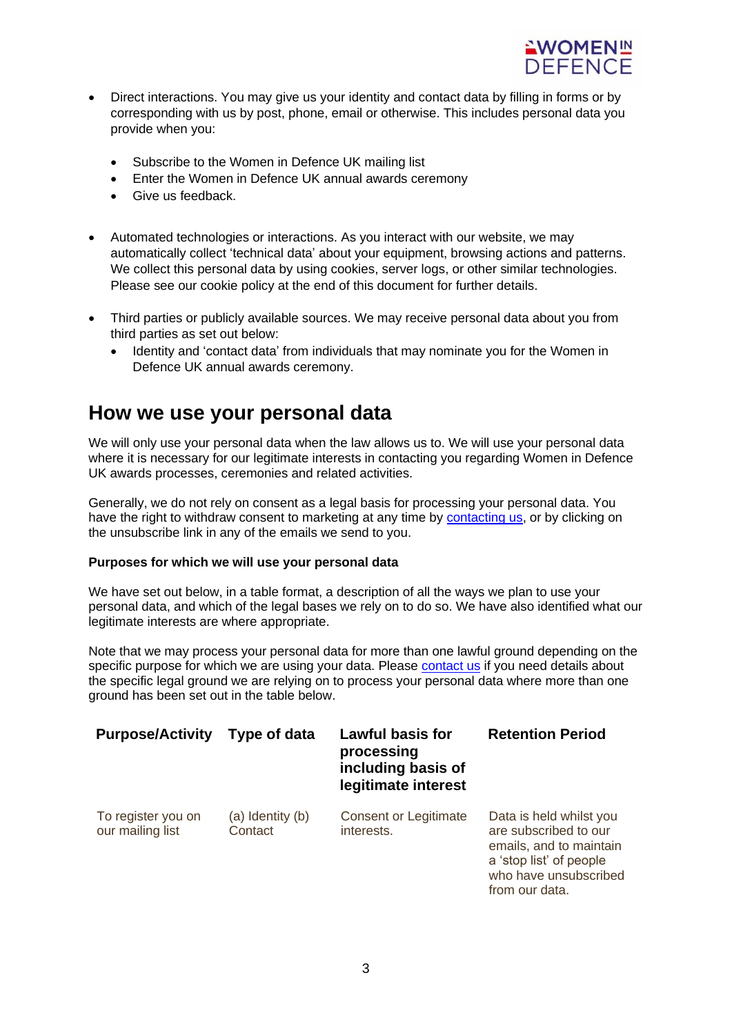- Direct interactions. You may give us your identity and contact data by filling in forms or by corresponding with us by post, phone, email or otherwise. This includes personal data you provide when you:

  - Subscribe to the Women in Defence UK mailing list
  - Enter the Women in Defence UK annual awards ceremony
  - Give us feedback.

- Automated technologies or interactions. As you interact with our website, we may automatically collect 'technical data' about your equipment, browsing actions and patterns. We collect this personal data by using cookies, server logs, or other similar technologies. Please see our cookie policy at the end of this document for further details.

- Third parties or publicly available sources. We may receive personal data about you from third parties as set out below:
  - Identity and 'contact data' from individuals that may nominate you for the Women in Defence UK annual awards ceremony.

## How we use your personal data

We will only use your personal data when the law allows us to. We will use your personal data where it is necessary for our legitimate interests in contacting you regarding Women in Defence UK awards processes, ceremonies and related activities.

Generally, we do not rely on consent as a legal basis for processing your personal data. You have the right to withdraw consent to marketing at any time by contacting us, or by clicking on the unsubscribe link in any of the emails we send to you.

**Purposes for which we will use your personal data**

We have set out below, in a table format, a description of all the ways we plan to use your personal data, and which of the legal bases we rely on to do so. We have also identified what our legitimate interests are where appropriate.

Note that we may process your personal data for more than one lawful ground depending on the specific purpose for which we are using your data. Please contact us if you need details about the specific legal ground we are relying on to process your personal data where more than one ground has been set out in the table below.

| Purpose/Activity | Type of data | Lawful basis for processing including basis of legitimate interest | Retention Period |
|---|---|---|---|
| To register you on our mailing list | (a) Identity (b) Contact | Consent or Legitimate interests. | Data is held whilst you are subscribed to our emails, and to maintain a 'stop list' of people who have unsubscribed from our data. |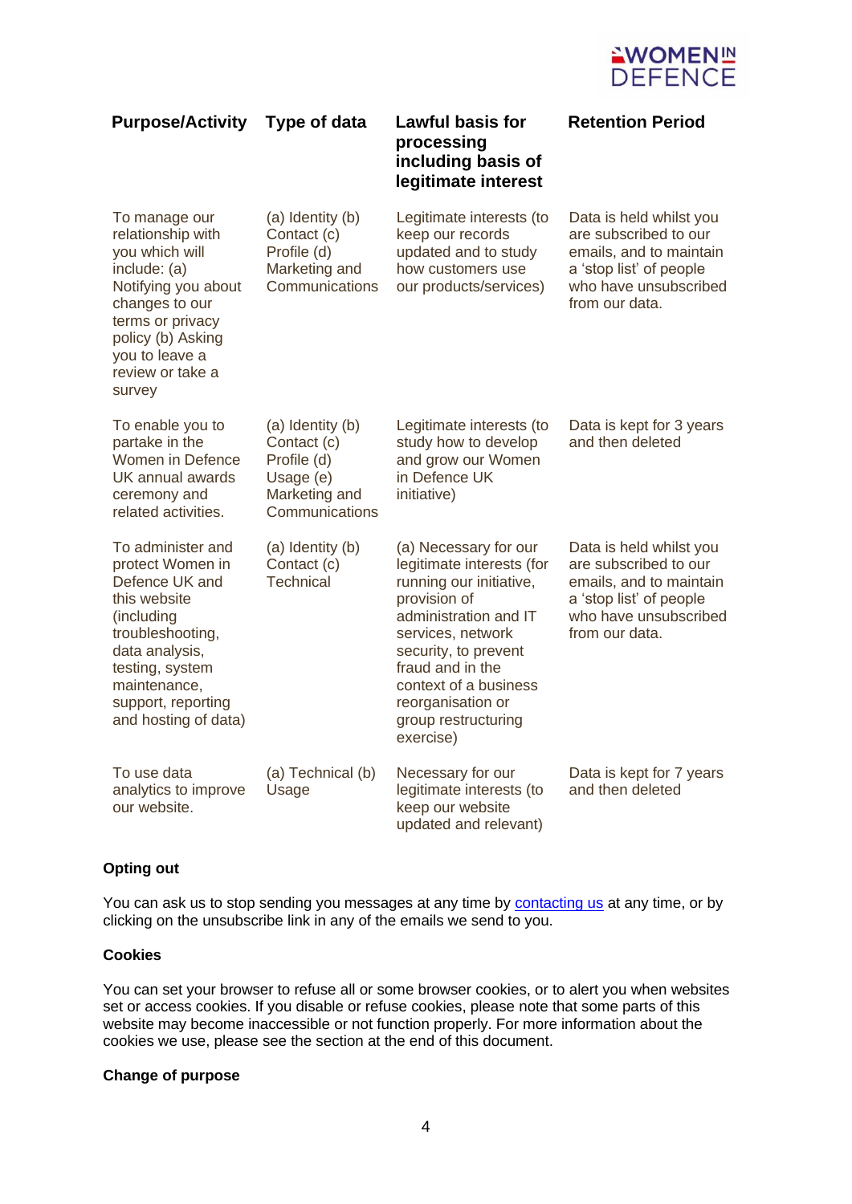| Purpose/Activity | Type of data | Lawful basis for processing including basis of legitimate interest | Retention Period |
|---|---|---|---|
| To manage our relationship with you which will include: (a) Notifying you about changes to our terms or privacy policy (b) Asking you to leave a review or take a survey | (a) Identity (b) Contact (c) Profile (d) Marketing and Communications | Legitimate interests (to keep our records updated and to study how customers use our products/services) | Data is held whilst you are subscribed to our emails, and to maintain a 'stop list' of people who have unsubscribed from our data. |
| To enable you to partake in the Women in Defence UK annual awards ceremony and related activities. | (a) Identity (b) Contact (c) Profile (d) Usage (e) Marketing and Communications | Legitimate interests (to study how to develop and grow our Women in Defence UK initiative) | Data is kept for 3 years and then deleted |
| To administer and protect Women in Defence UK and this website (including troubleshooting, data analysis, testing, system maintenance, support, reporting and hosting of data) | (a) Identity (b) Contact (c) Technical | (a) Necessary for our legitimate interests (for running our initiative, provision of administration and IT services, network security, to prevent fraud and in the context of a business reorganisation or group restructuring exercise) | Data is held whilst you are subscribed to our emails, and to maintain a 'stop list' of people who have unsubscribed from our data. |
| To use data analytics to improve our website. | (a) Technical (b) Usage | Necessary for our legitimate interests (to keep our website updated and relevant) | Data is kept for 7 years and then deleted |

**Opting out**

You can ask us to stop sending you messages at any time by contacting us at any time, or by clicking on the unsubscribe link in any of the emails we send to you.

**Cookies**

You can set your browser to refuse all or some browser cookies, or to alert you when websites set or access cookies. If you disable or refuse cookies, please note that some parts of this website may become inaccessible or not function properly. For more information about the cookies we use, please see the section at the end of this document.

**Change of purpose**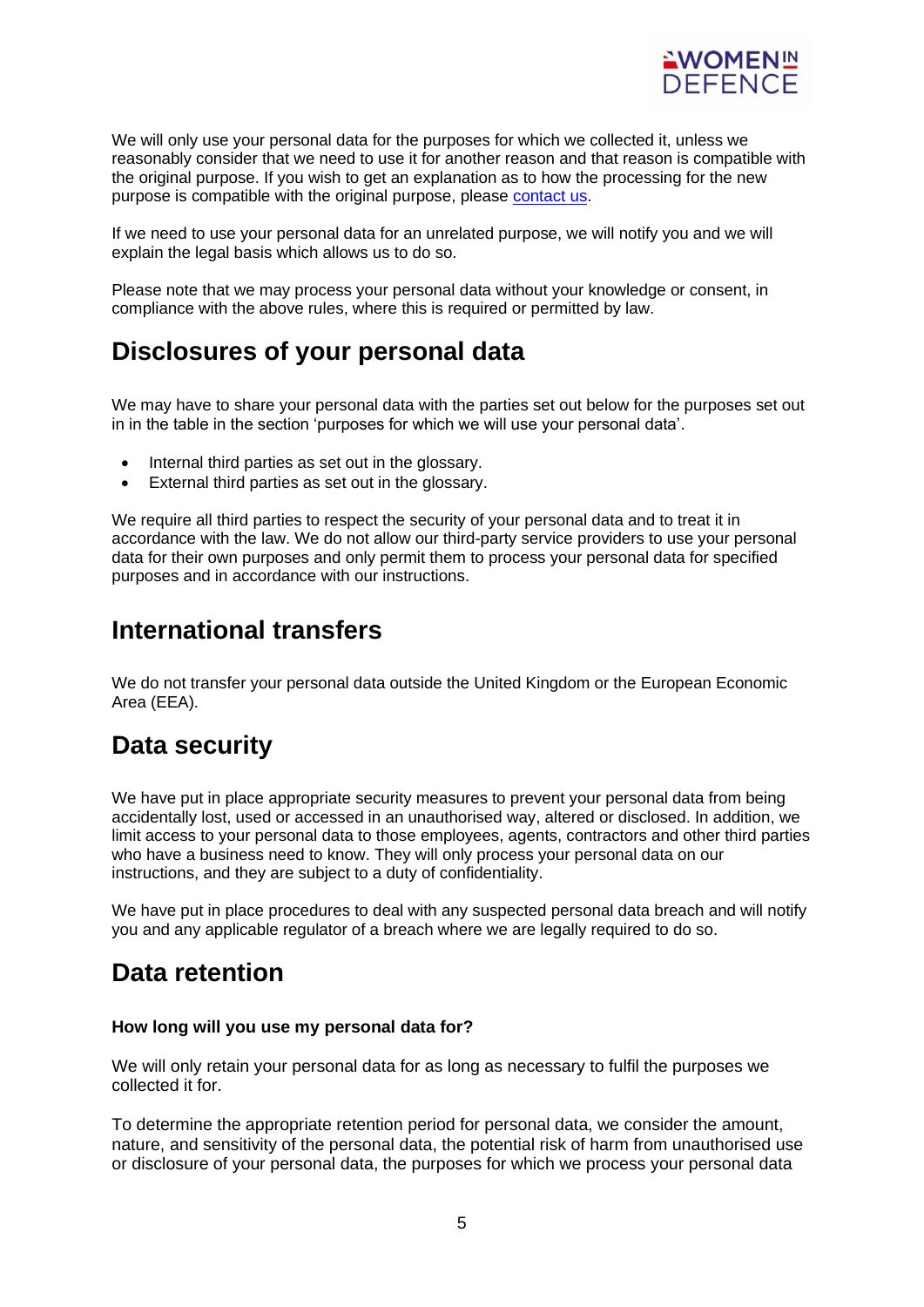We will only use your personal data for the purposes for which we collected it, unless we reasonably consider that we need to use it for another reason and that reason is compatible with the original purpose. If you wish to get an explanation as to how the processing for the new purpose is compatible with the original purpose, please [contact us](#).

If we need to use your personal data for an unrelated purpose, we will notify you and we will explain the legal basis which allows us to do so.

Please note that we may process your personal data without your knowledge or consent, in compliance with the above rules, where this is required or permitted by law.

# Disclosures of your personal data

We may have to share your personal data with the parties set out below for the purposes set out in in the table in the section 'purposes for which we will use your personal data'.

- Internal third parties as set out in the glossary.
- External third parties as set out in the glossary.

We require all third parties to respect the security of your personal data and to treat it in accordance with the law. We do not allow our third-party service providers to use your personal data for their own purposes and only permit them to process your personal data for specified purposes and in accordance with our instructions.

# International transfers

We do not transfer your personal data outside the United Kingdom or the European Economic Area (EEA).

# Data security

We have put in place appropriate security measures to prevent your personal data from being accidentally lost, used or accessed in an unauthorised way, altered or disclosed. In addition, we limit access to your personal data to those employees, agents, contractors and other third parties who have a business need to know. They will only process your personal data on our instructions, and they are subject to a duty of confidentiality.

We have put in place procedures to deal with any suspected personal data breach and will notify you and any applicable regulator of a breach where we are legally required to do so.

# Data retention

**How long will you use my personal data for?**

We will only retain your personal data for as long as necessary to fulfil the purposes we collected it for.

To determine the appropriate retention period for personal data, we consider the amount, nature, and sensitivity of the personal data, the potential risk of harm from unauthorised use or disclosure of your personal data, the purposes for which we process your personal data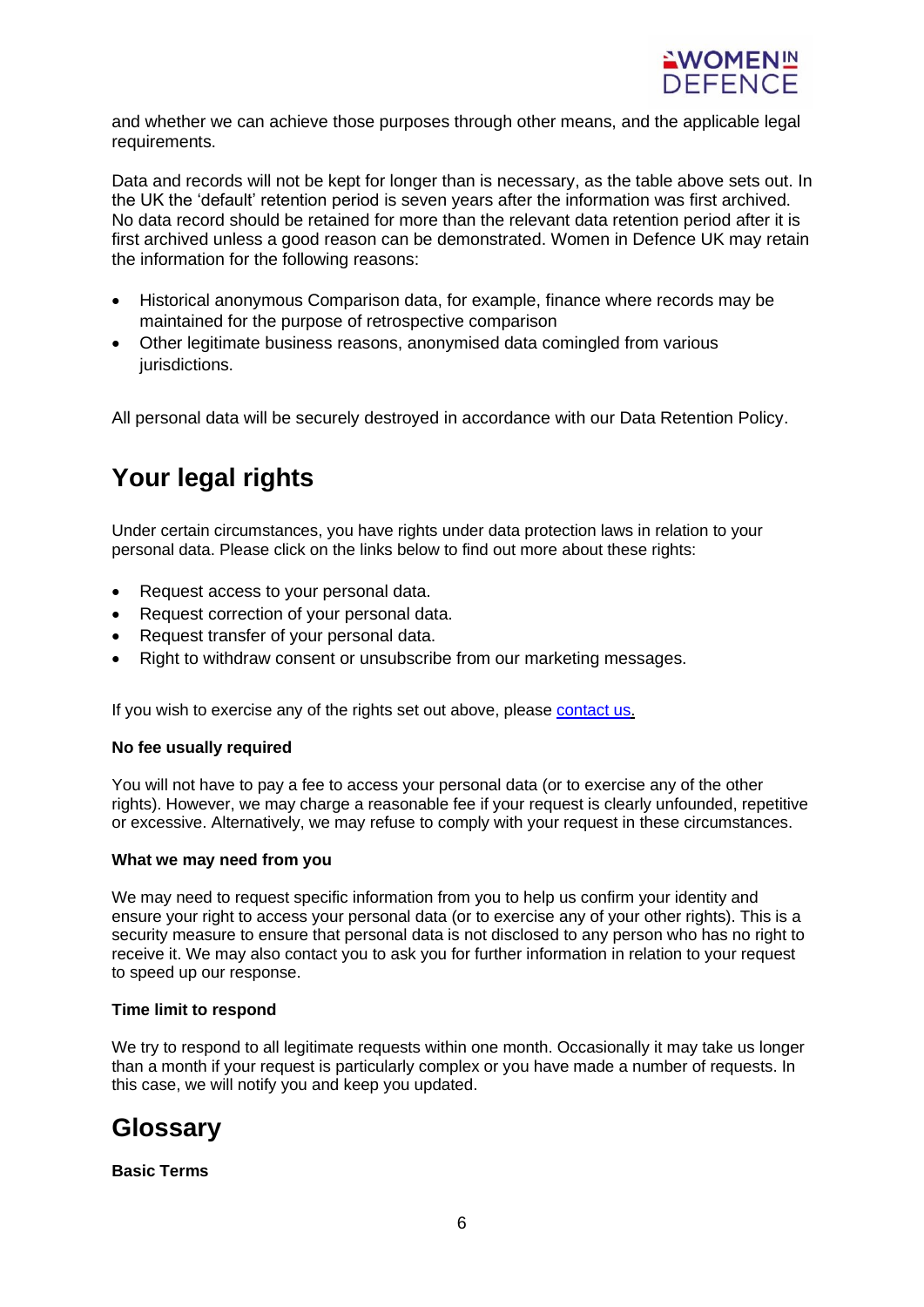and whether we can achieve those purposes through other means, and the applicable legal requirements.

Data and records will not be kept for longer than is necessary, as the table above sets out. In the UK the 'default' retention period is seven years after the information was first archived. No data record should be retained for more than the relevant data retention period after it is first archived unless a good reason can be demonstrated. Women in Defence UK may retain the information for the following reasons:

- Historical anonymous Comparison data, for example, finance where records may be maintained for the purpose of retrospective comparison
- Other legitimate business reasons, anonymised data comingled from various jurisdictions.

All personal data will be securely destroyed in accordance with our Data Retention Policy.

# Your legal rights

Under certain circumstances, you have rights under data protection laws in relation to your personal data. Please click on the links below to find out more about these rights:

- Request access to your personal data.
- Request correction of your personal data.
- Request transfer of your personal data.
- Right to withdraw consent or unsubscribe from our marketing messages.

If you wish to exercise any of the rights set out above, please [contact us.]()

**No fee usually required**

You will not have to pay a fee to access your personal data (or to exercise any of the other rights). However, we may charge a reasonable fee if your request is clearly unfounded, repetitive or excessive. Alternatively, we may refuse to comply with your request in these circumstances.

**What we may need from you**

We may need to request specific information from you to help us confirm your identity and ensure your right to access your personal data (or to exercise any of your other rights). This is a security measure to ensure that personal data is not disclosed to any person who has no right to receive it. We may also contact you to ask you for further information in relation to your request to speed up our response.

**Time limit to respond**

We try to respond to all legitimate requests within one month. Occasionally it may take us longer than a month if your request is particularly complex or you have made a number of requests. In this case, we will notify you and keep you updated.

# Glossary

**Basic Terms**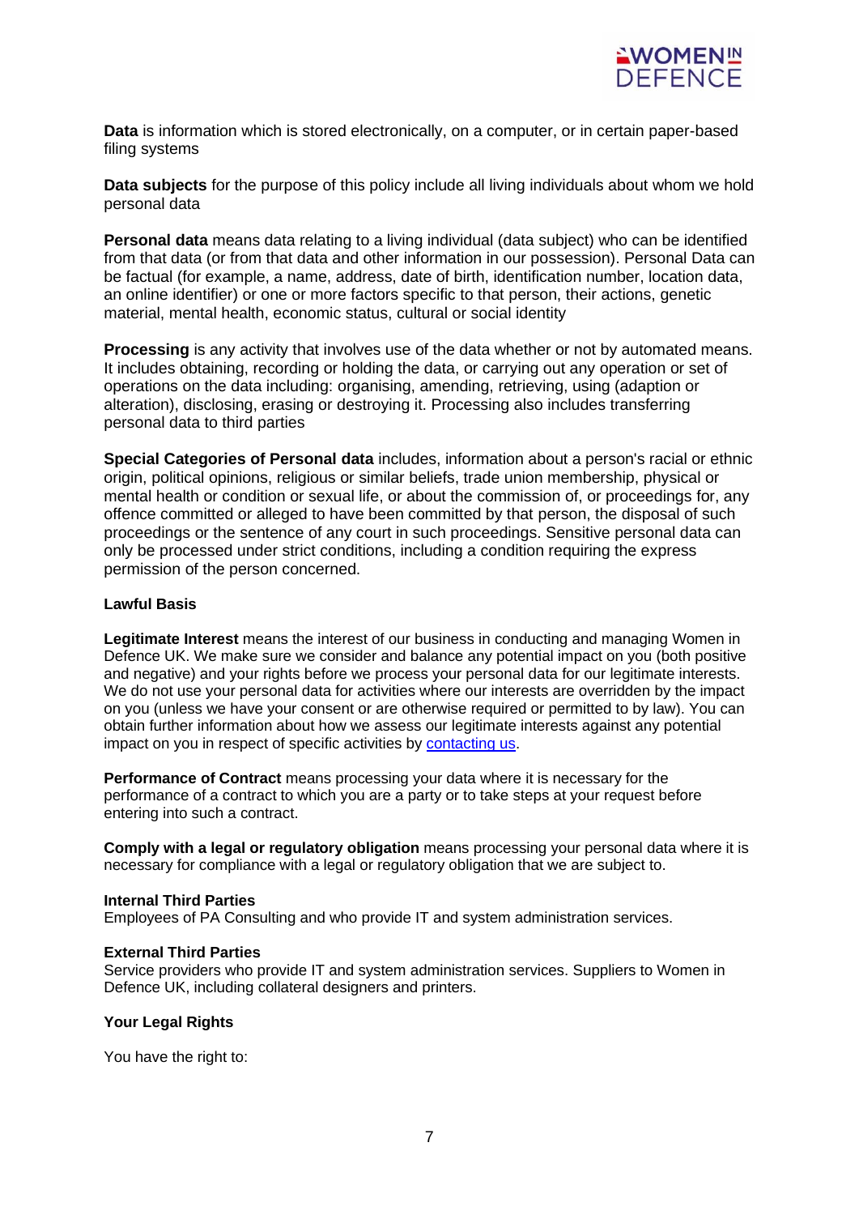**Data** is information which is stored electronically, on a computer, or in certain paper-based filing systems

**Data subjects** for the purpose of this policy include all living individuals about whom we hold personal data

**Personal data** means data relating to a living individual (data subject) who can be identified from that data (or from that data and other information in our possession). Personal Data can be factual (for example, a name, address, date of birth, identification number, location data, an online identifier) or one or more factors specific to that person, their actions, genetic material, mental health, economic status, cultural or social identity

**Processing** is any activity that involves use of the data whether or not by automated means. It includes obtaining, recording or holding the data, or carrying out any operation or set of operations on the data including: organising, amending, retrieving, using (adaption or alteration), disclosing, erasing or destroying it. Processing also includes transferring personal data to third parties

**Special Categories of Personal data** includes, information about a person's racial or ethnic origin, political opinions, religious or similar beliefs, trade union membership, physical or mental health or condition or sexual life, or about the commission of, or proceedings for, any offence committed or alleged to have been committed by that person, the disposal of such proceedings or the sentence of any court in such proceedings. Sensitive personal data can only be processed under strict conditions, including a condition requiring the express permission of the person concerned.

**Lawful Basis**

**Legitimate Interest** means the interest of our business in conducting and managing Women in Defence UK. We make sure we consider and balance any potential impact on you (both positive and negative) and your rights before we process your personal data for our legitimate interests. We do not use your personal data for activities where our interests are overridden by the impact on you (unless we have your consent or are otherwise required or permitted to by law). You can obtain further information about how we assess our legitimate interests against any potential impact on you in respect of specific activities by contacting us.

**Performance of Contract** means processing your data where it is necessary for the performance of a contract to which you are a party or to take steps at your request before entering into such a contract.

**Comply with a legal or regulatory obligation** means processing your personal data where it is necessary for compliance with a legal or regulatory obligation that we are subject to.

**Internal Third Parties**
Employees of PA Consulting and who provide IT and system administration services.

**External Third Parties**
Service providers who provide IT and system administration services. Suppliers to Women in Defence UK, including collateral designers and printers.

**Your Legal Rights**

You have the right to: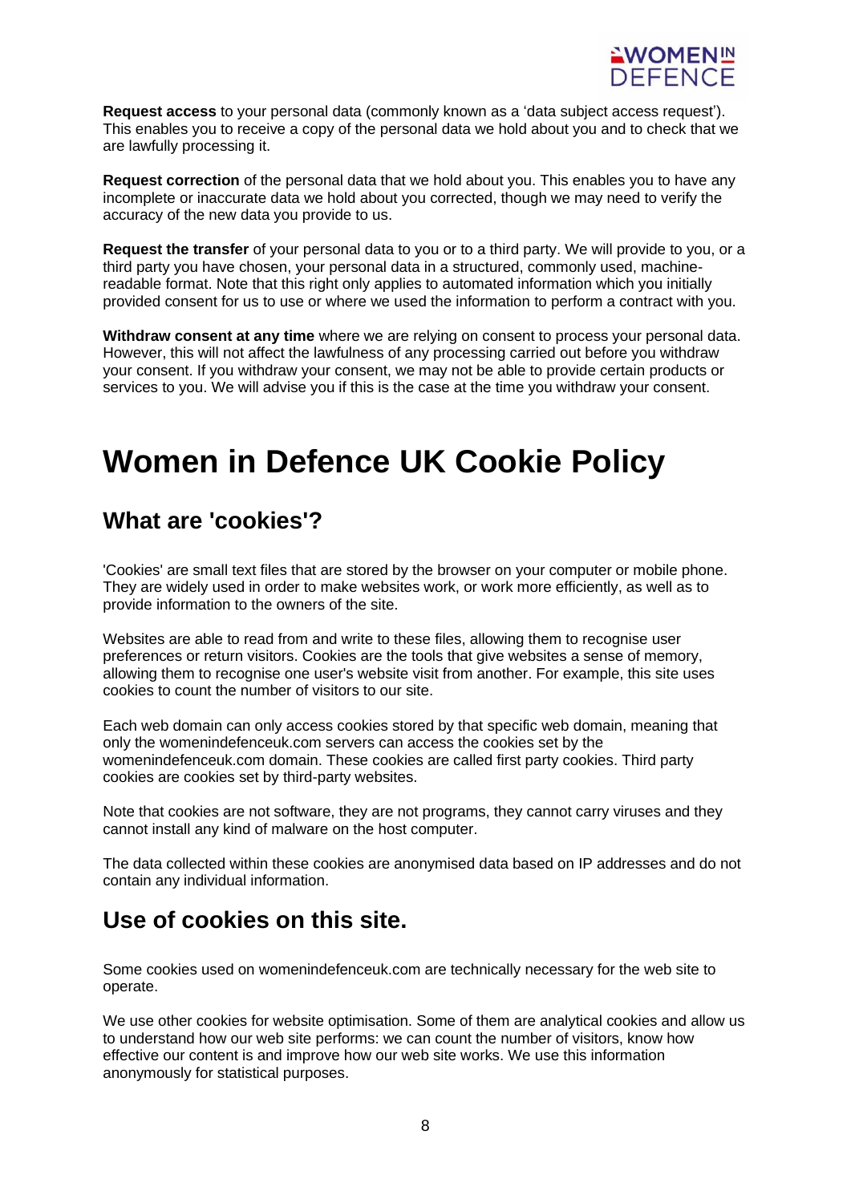**Request access** to your personal data (commonly known as a 'data subject access request'). This enables you to receive a copy of the personal data we hold about you and to check that we are lawfully processing it.

**Request correction** of the personal data that we hold about you. This enables you to have any incomplete or inaccurate data we hold about you corrected, though we may need to verify the accuracy of the new data you provide to us.

**Request the transfer** of your personal data to you or to a third party. We will provide to you, or a third party you have chosen, your personal data in a structured, commonly used, machine-readable format. Note that this right only applies to automated information which you initially provided consent for us to use or where we used the information to perform a contract with you.

**Withdraw consent at any time** where we are relying on consent to process your personal data. However, this will not affect the lawfulness of any processing carried out before you withdraw your consent. If you withdraw your consent, we may not be able to provide certain products or services to you. We will advise you if this is the case at the time you withdraw your consent.

# Women in Defence UK Cookie Policy

## What are 'cookies'?

'Cookies' are small text files that are stored by the browser on your computer or mobile phone. They are widely used in order to make websites work, or work more efficiently, as well as to provide information to the owners of the site.

Websites are able to read from and write to these files, allowing them to recognise user preferences or return visitors. Cookies are the tools that give websites a sense of memory, allowing them to recognise one user's website visit from another. For example, this site uses cookies to count the number of visitors to our site.

Each web domain can only access cookies stored by that specific web domain, meaning that only the womenindefenceuk.com servers can access the cookies set by the womenindefenceuk.com domain. These cookies are called first party cookies. Third party cookies are cookies set by third-party websites.

Note that cookies are not software, they are not programs, they cannot carry viruses and they cannot install any kind of malware on the host computer.

The data collected within these cookies are anonymised data based on IP addresses and do not contain any individual information.

## Use of cookies on this site.

Some cookies used on womenindefenceuk.com are technically necessary for the web site to operate.

We use other cookies for website optimisation. Some of them are analytical cookies and allow us to understand how our web site performs: we can count the number of visitors, know how effective our content is and improve how our web site works. We use this information anonymously for statistical purposes.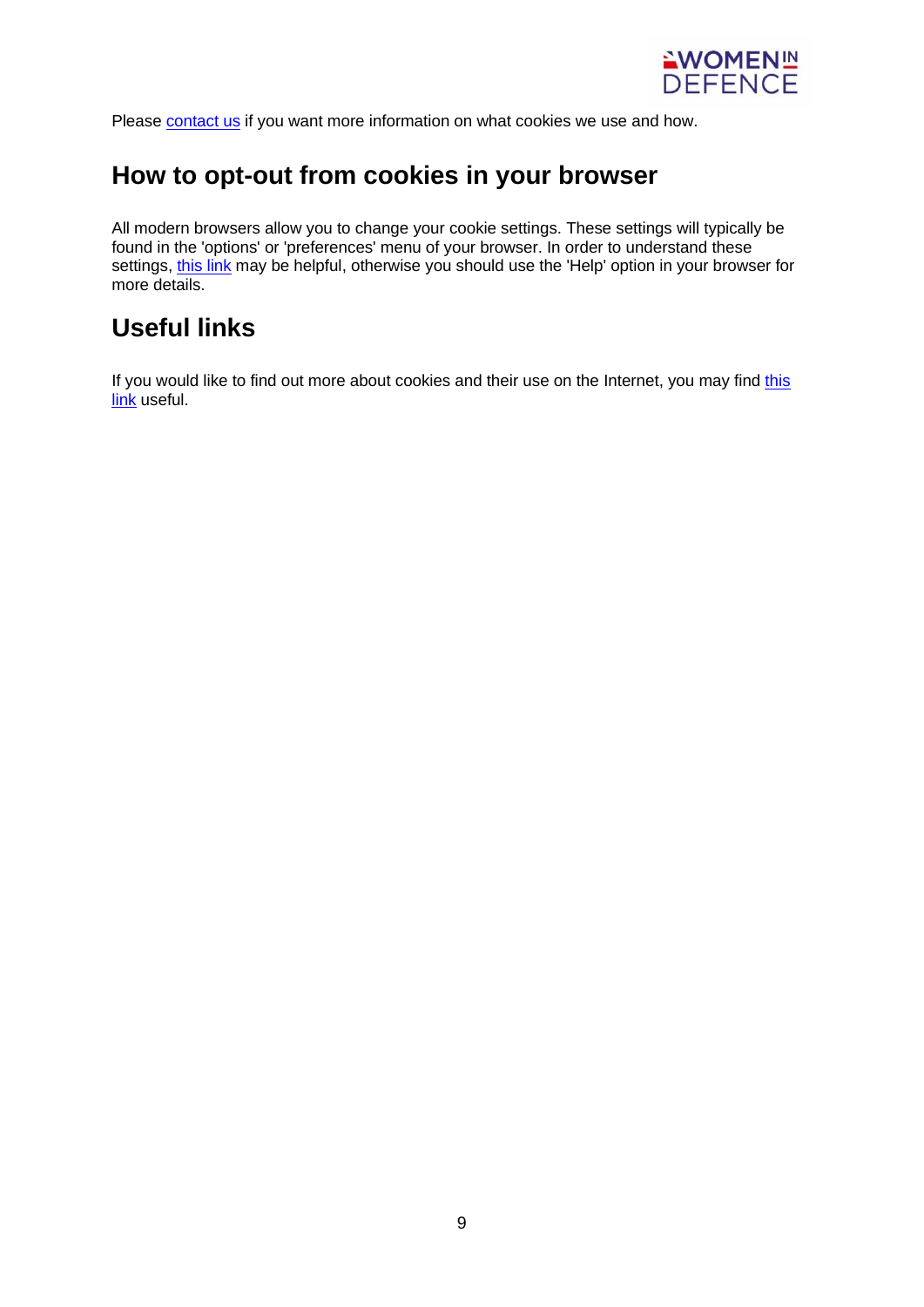Please contact us if you want more information on what cookies we use and how.

## How to opt-out from cookies in your browser

All modern browsers allow you to change your cookie settings. These settings will typically be found in the 'options' or 'preferences' menu of your browser. In order to understand these settings, this link may be helpful, otherwise you should use the 'Help' option in your browser for more details.

## Useful links

If you would like to find out more about cookies and their use on the Internet, you may find this link useful.